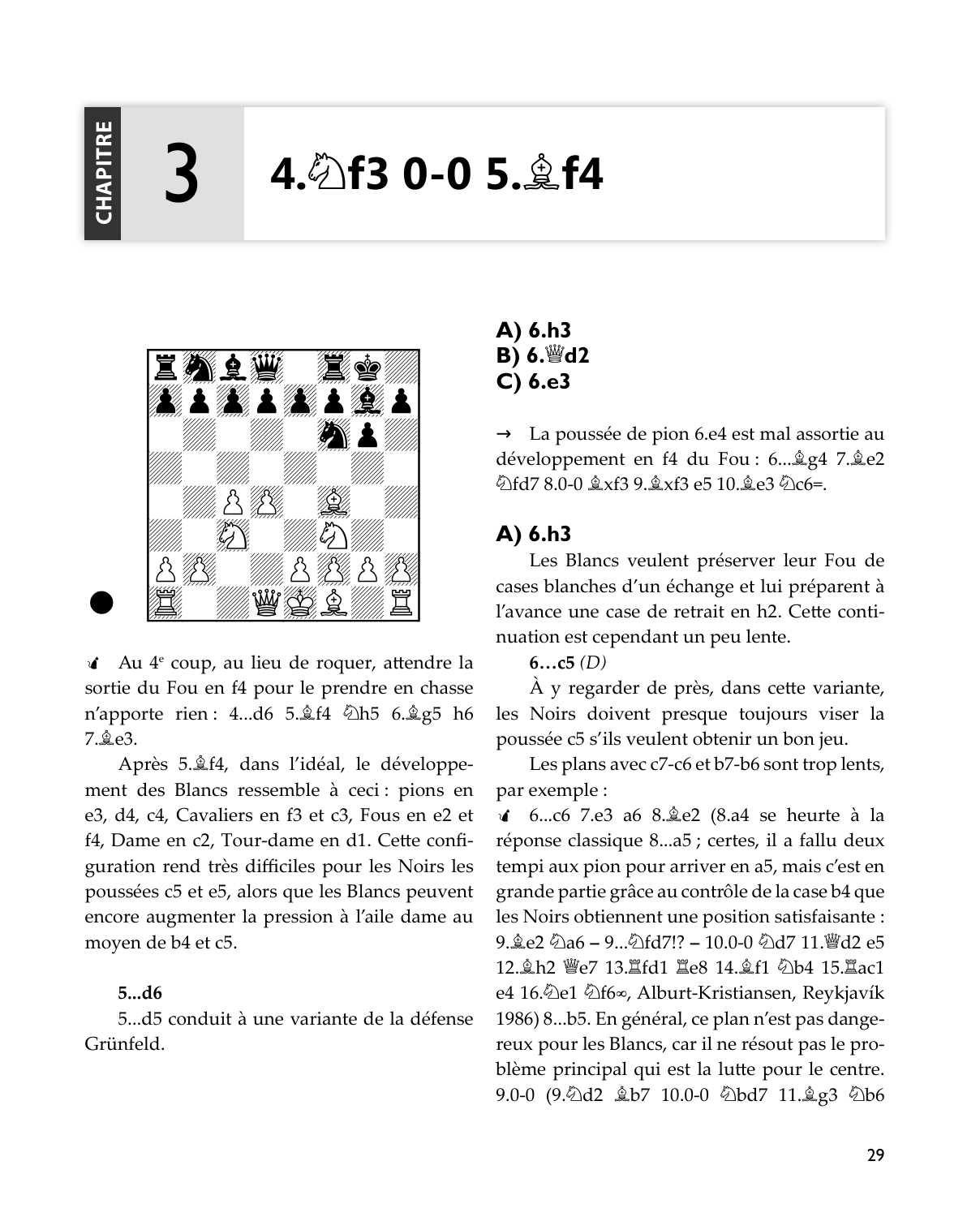# CHAPITRE 3 — 4.♘f3 0-0 5.♗f4

✓ Au 4e coup, au lieu de roquer, attendre la sortie du Fou en f4 pour le prendre en chasse n'apporte rien : 4...d6 5.♗f4 ♘h5 6.♗g5 h6 7.♗e3.

Après 5.♗f4, dans l'idéal, le développement des Blancs ressemble à ceci : pions en e3, d4, c4, Cavaliers en f3 et c3, Fous en e2 et f4, Dame en c2, Tour-dame en d1. Cette configuration rend très difficiles pour les Noirs les poussées c5 et e5, alors que les Blancs peuvent encore augmenter la pression à l'aile dame au moyen de b4 et c5.

**5...d6**

5...d5 conduit à une variante de la défense Grünfeld.

**A) 6.h3**
**B) 6.♕d2**
**C) 6.e3**

→ La poussée de pion 6.e4 est mal assortie au développement en f4 du Fou : 6...♗g4 7.♗e2 ♘fd7 8.0-0 ♗xf3 9.♗xf3 e5 10.♗e3 ♘c6=.

## A) 6.h3

Les Blancs veulent préserver leur Fou de cases blanches d'un échange et lui préparent à l'avance une case de retrait en h2. Cette continuation est cependant un peu lente.

**6...c5** *(D)*

À y regarder de près, dans cette variante, les Noirs doivent presque toujours viser la poussée c5 s'ils veulent obtenir un bon jeu.

Les plans avec c7-c6 et b7-b6 sont trop lents, par exemple :

✓ 6...c6 7.e3 a6 8.♗e2 (8.a4 se heurte à la réponse classique 8...a5 ; certes, il a fallu deux tempi aux pion pour arriver en a5, mais c'est en grande partie grâce au contrôle de la case b4 que les Noirs obtiennent une position satisfaisante : 9.♗e2 ♘a6 – 9...♘fd7!? – 10.0-0 ♘d7 11.♕d2 e5 12.♗h2 ♕e7 13.♖fd1 ♖e8 14.♗f1 ♘b4 15.♖ac1 e4 16.♘e1 ♘f6∞, Alburt-Kristiansen, Reykjavík 1986) 8...b5. En général, ce plan n'est pas dangereux pour les Blancs, car il ne résout pas le problème principal qui est la lutte pour le centre. 9.0-0 (9.♘d2 ♗b7 10.0-0 ♘bd7 11.♗g3 ♘b6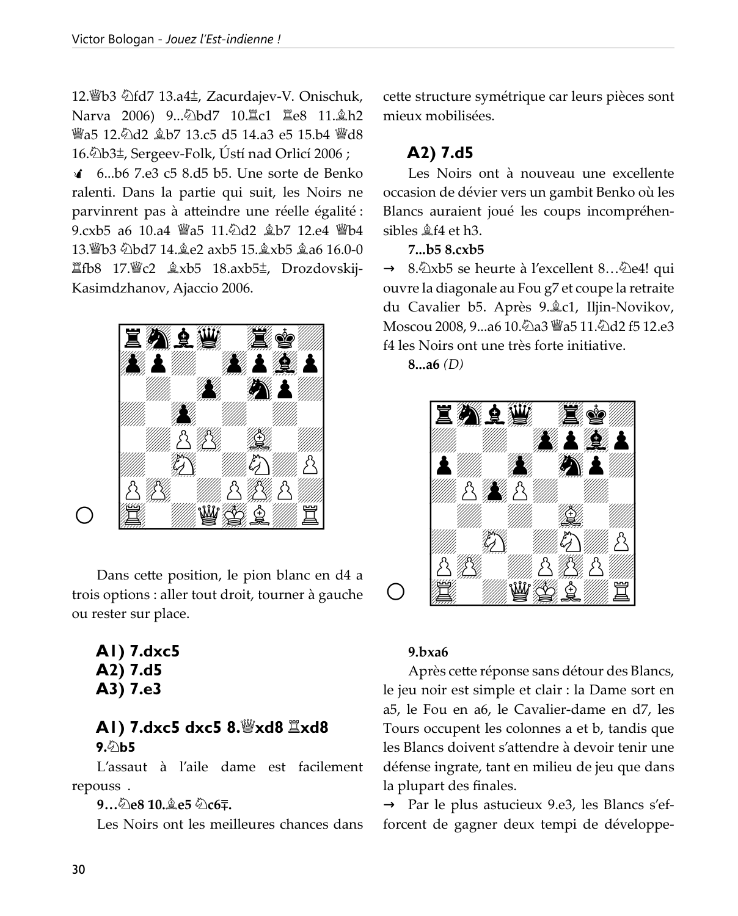12.♕b3 ♘fd7 13.a4±, Zacurdajev-V. Onischuk, Narva 2006) 9...♘bd7 10.♖c1 ♖e8 11.♗h2 ♕a5 12.♘d2 ♗b7 13.c5 d5 14.a3 e5 15.b4 ♕d8 16.♘b3±, Sergeev-Folk, Ústí nad Orlicí 2006 ;

♝ 6...b6 7.e3 c5 8.d5 b5. Une sorte de Benko ralenti. Dans la partie qui suit, les Noirs ne parvinrent pas à atteindre une réelle égalité : 9.cxb5 a6 10.a4 ♕a5 11.♘d2 ♗b7 12.e4 ♕b4 13.♕b3 ♘bd7 14.♗e2 axb5 15.♗xb5 ♗a6 16.0-0 ♖fb8 17.♕c2 ♗xb5 18.axb5±, Drozdovskij-Kasimdzhanov, Ajaccio 2006.

Dans cette position, le pion blanc en d4 a trois options : aller tout droit, tourner à gauche ou rester sur place.

**A1) 7.dxc5**
**A2) 7.d5**
**A3) 7.e3**

## A1) 7.dxc5 dxc5 8.♕xd8 ♖xd8

**9.♘b5**

L'assaut à l'aile dame est facilement repouss .

**9…♘e8 10.♗e5 ♘c6∓.**

Les Noirs ont les meilleures chances dans cette structure symétrique car leurs pièces sont mieux mobilisées.

## A2) 7.d5

Les Noirs ont à nouveau une excellente occasion de dévier vers un gambit Benko où les Blancs auraient joué les coups incompréhensibles ♗f4 et h3.

**7...b5 8.cxb5**

→ 8.♘xb5 se heurte à l'excellent 8…♘e4! qui ouvre la diagonale au Fou g7 et coupe la retraite du Cavalier b5. Après 9.♗c1, Iljin-Novikov, Moscou 2008, 9...a6 10.♘a3 ♕a5 11.♘d2 f5 12.e3 f4 les Noirs ont une très forte initiative.

**8...a6** *(D)*

**9.bxa6**

Après cette réponse sans détour des Blancs, le jeu noir est simple et clair : la Dame sort en a5, le Fou en a6, le Cavalier-dame en d7, les Tours occupent les colonnes a et b, tandis que les Blancs doivent s'attendre à devoir tenir une défense ingrate, tant en milieu de jeu que dans la plupart des finales.

→ Par le plus astucieux 9.e3, les Blancs s'efforcent de gagner deux tempi de développe-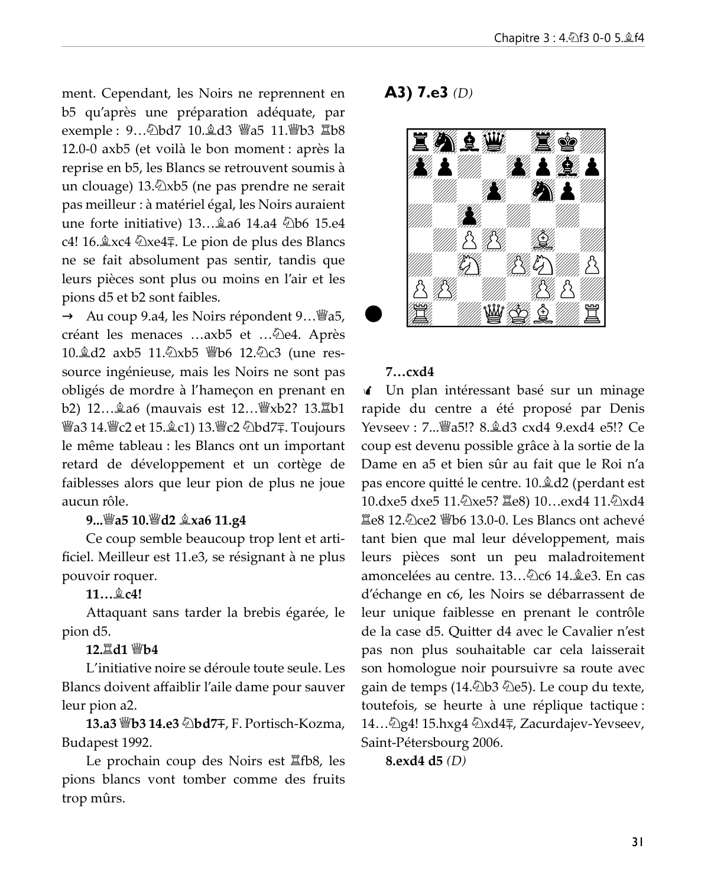ment. Cependant, les Noirs ne reprennent en b5 qu'après une préparation adéquate, par exemple : 9…♘bd7 10.♗d3 ♕a5 11.♕b3 ♖b8 12.0-0 axb5 (et voilà le bon moment : après la reprise en b5, les Blancs se retrouvent soumis à un clouage) 13.♘xb5 (ne pas prendre ne serait pas meilleur : à matériel égal, les Noirs auraient une forte initiative) 13…♗a6 14.a4 ♘b6 15.e4 c4! 16.♗xc4 ♘xe4∓. Le pion de plus des Blancs ne se fait absolument pas sentir, tandis que leurs pièces sont plus ou moins en l'air et les pions d5 et b2 sont faibles.

→ Au coup 9.a4, les Noirs répondent 9…♕a5, créant les menaces …axb5 et …♘e4. Après 10.♗d2 axb5 11.♘xb5 ♕b6 12.♘c3 (une ressource ingénieuse, mais les Noirs ne sont pas obligés de mordre à l'hameçon en prenant en b2) 12…♗a6 (mauvais est 12…♕xb2? 13.♖b1 ♕a3 14.♕c2 et 15.♗c1) 13.♕c2 ♘bd7∓. Toujours le même tableau : les Blancs ont un important retard de développement et un cortège de faiblesses alors que leur pion de plus ne joue aucun rôle.

**9...♕a5 10.♕d2 ♗xa6 11.g4**

Ce coup semble beaucoup trop lent et artificiel. Meilleur est 11.e3, se résignant à ne plus pouvoir roquer.

**11…♗c4!**

Attaquant sans tarder la brebis égarée, le pion d5.

**12.♖d1 ♕b4**

L'initiative noire se déroule toute seule. Les Blancs doivent affaiblir l'aile dame pour sauver leur pion a2.

**13.a3 ♕b3 14.e3 ♘bd7∓**, F. Portisch-Kozma, Budapest 1992.

Le prochain coup des Noirs est ♖fb8, les pions blancs vont tomber comme des fruits trop mûrs.

## A3) 7.e3 *(D)*

**7…cxd4**

Un plan intéressant basé sur un minage rapide du centre a été proposé par Denis Yevseev : 7...♕a5!? 8.♗d3 cxd4 9.exd4 e5!? Ce coup est devenu possible grâce à la sortie de la Dame en a5 et bien sûr au fait que le Roi n'a pas encore quitté le centre. 10.♗d2 (perdant est 10.dxe5 dxe5 11.♘xe5? ♖e8) 10…exd4 11.♘xd4 ♖e8 12.♘ce2 ♕b6 13.0-0. Les Blancs ont achevé tant bien que mal leur développement, mais leurs pièces sont un peu maladroitement amoncelées au centre. 13…♘c6 14.♗e3. En cas d'échange en c6, les Noirs se débarrassent de leur unique faiblesse en prenant le contrôle de la case d5. Quitter d4 avec le Cavalier n'est pas non plus souhaitable car cela laisserait son homologue noir poursuivre sa route avec gain de temps (14.♘b3 ♘e5). Le coup du texte, toutefois, se heurte à une réplique tactique : 14…♘g4! 15.hxg4 ♘xd4∓, Zacurdajev-Yevseev, Saint-Pétersbourg 2006.

**8.exd4 d5** *(D)*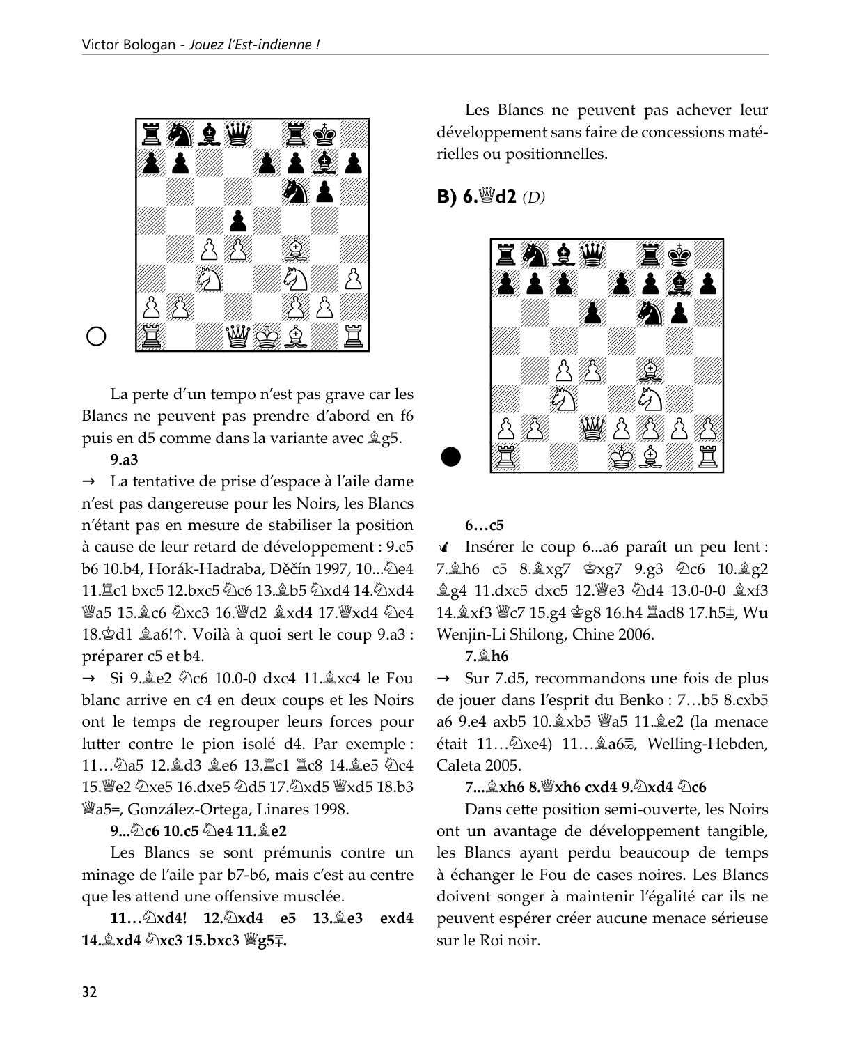La perte d'un tempo n'est pas grave car les Blancs ne peuvent pas prendre d'abord en f6 puis en d5 comme dans la variante avec ♗g5.

**9.a3**

→ La tentative de prise d'espace à l'aile dame n'est pas dangereuse pour les Noirs, les Blancs n'étant pas en mesure de stabiliser la position à cause de leur retard de développement : 9.c5 b6 10.b4, Horák-Hadraba, Děčín 1997, 10...♘e4 11.♖c1 bxc5 12.bxc5 ♘c6 13.♗b5 ♘xd4 14.♘xd4 ♕a5 15.♗c6 ♘xc3 16.♕d2 ♗xd4 17.♕xd4 ♘e4 18.♔d1 ♗a6!↑. Voilà à quoi sert le coup 9.a3 : préparer c5 et b4.

→ Si 9.♗e2 ♘c6 10.0-0 dxc4 11.♗xc4 le Fou blanc arrive en c4 en deux coups et les Noirs ont le temps de regrouper leurs forces pour lutter contre le pion isolé d4. Par exemple : 11…♘a5 12.♗d3 ♗e6 13.♖c1 ♖c8 14.♗e5 ♘c4 15.♕e2 ♘xe5 16.dxe5 ♘d5 17.♘xd5 ♕xd5 18.b3 ♕a5=, González-Ortega, Linares 1998.

**9...♘c6 10.c5 ♘e4 11.♗e2**

Les Blancs se sont prémunis contre un minage de l'aile par b7-b6, mais c'est au centre que les attend une offensive musclée.

**11…♘xd4! 12.♘xd4 e5 13.♗e3 exd4 14.♗xd4 ♘xc3 15.bxc3 ♕g5∓.**

Les Blancs ne peuvent pas achever leur développement sans faire de concessions matérielles ou positionnelles.

## B) 6.♕d2 *(D)*

**6…c5**

Insérer le coup 6...a6 paraît un peu lent : 7.♗h6 c5 8.♗xg7 ♔xg7 9.g3 ♘c6 10.♗g2 ♗g4 11.dxc5 dxc5 12.♕e3 ♘d4 13.0-0-0 ♗xf3 14.♗xf3 ♕c7 15.g4 ♔g8 16.h4 ♖ad8 17.h5±, Wu Wenjin-Li Shilong, Chine 2006.

**7.♗h6**

→ Sur 7.d5, recommandons une fois de plus de jouer dans l'esprit du Benko : 7…b5 8.cxb5 a6 9.e4 axb5 10.♗xb5 ♕a5 11.♗e2 (la menace était 11…♘xe4) 11…♗a6⩱, Welling-Hebden, Caleta 2005.

**7...♗xh6 8.♕xh6 cxd4 9.♘xd4 ♘c6**

Dans cette position semi-ouverte, les Noirs ont un avantage de développement tangible, les Blancs ayant perdu beaucoup de temps à échanger le Fou de cases noires. Les Blancs doivent songer à maintenir l'égalité car ils ne peuvent espérer créer aucune menace sérieuse sur le Roi noir.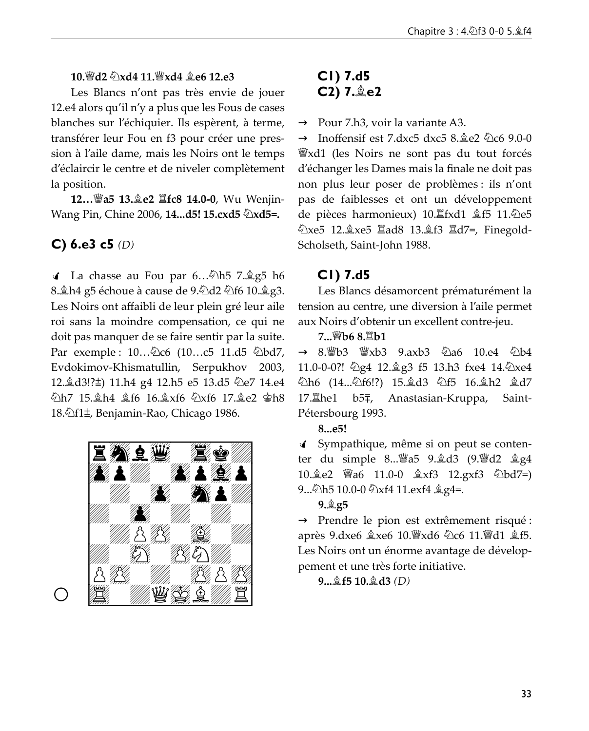**10.♕d2 ♘xd4 11.♕xd4 ♗e6 12.e3**

Les Blancs n'ont pas très envie de jouer 12.e4 alors qu'il n'y a plus que les Fous de cases blanches sur l'échiquier. Ils espèrent, à terme, transférer leur Fou en f3 pour créer une pression à l'aile dame, mais les Noirs ont le temps d'éclaircir le centre et de niveler complètement la position.

**12…♕a5 13.♗e2 ♖fc8 14.0-0**, Wu Wenjin-Wang Pin, Chine 2006, **14...d5! 15.cxd5 ♘xd5=.**

## C) 6.e3 c5 *(D)*

☝ La chasse au Fou par 6…♘h5 7.♗g5 h6 8.♗h4 g5 échoue à cause de 9.♘d2 ♘f6 10.♗g3. Les Noirs ont affaibli de leur plein gré leur aile roi sans la moindre compensation, ce qui ne doit pas manquer de se faire sentir par la suite. Par exemple : 10…♘c6 (10…c5 11.d5 ♘bd7, Evdokimov-Khismatullin, Serpukhov 2003, 12.♗d3!?⩲) 11.h4 g4 12.h5 e5 13.d5 ♘e7 14.e4 ♘h7 15.♗h4 ♗f6 16.♗xf6 ♘xf6 17.♗e2 ♔h8 18.♘f1⩲, Benjamin-Rao, Chicago 1986.

## C1) 7.d5
## C2) 7.♗e2

→ Pour 7.h3, voir la variante A3.

→ Inoffensif est 7.dxc5 dxc5 8.♗e2 ♘c6 9.0-0 ♕xd1 (les Noirs ne sont pas du tout forcés d'échanger les Dames mais la finale ne doit pas non plus leur poser de problèmes : ils n'ont pas de faiblesses et ont un développement de pièces harmonieux) 10.♖fxd1 ♗f5 11.♘e5 ♘xe5 12.♗xe5 ♖ad8 13.♗f3 ♖d7=, Finegold-Scholseth, Saint-John 1988.

## C1) 7.d5

Les Blancs désamorcent prématurément la tension au centre, une diversion à l'aile permet aux Noirs d'obtenir un excellent contre-jeu.

**7...♕b6 8.♖b1**

→ 8.♕b3 ♕xb3 9.axb3 ♘a6 10.e4 ♘b4 11.0-0-0?! ♘g4 12.♗g3 f5 13.h3 fxe4 14.♘xe4 ♘h6 (14...♘f6!?) 15.♗d3 ♘f5 16.♗h2 ♗d7 17.♖he1 b5∓, Anastasian-Kruppa, Saint-Pétersbourg 1993.

**8...e5!**

☝ Sympathique, même si on peut se contenter du simple 8...♕a5 9.♗d3 (9.♕d2 ♗g4 10.♗e2 ♕a6 11.0-0 ♗xf3 12.gxf3 ♘bd7=) 9...♘h5 10.0-0 ♘xf4 11.exf4 ♗g4=.

**9.♗g5**

→ Prendre le pion est extrêmement risqué : après 9.dxe6 ♗xe6 10.♕xd6 ♘c6 11.♕d1 ♗f5. Les Noirs ont un énorme avantage de développement et une très forte initiative.

**9...♗f5 10.♗d3** *(D)*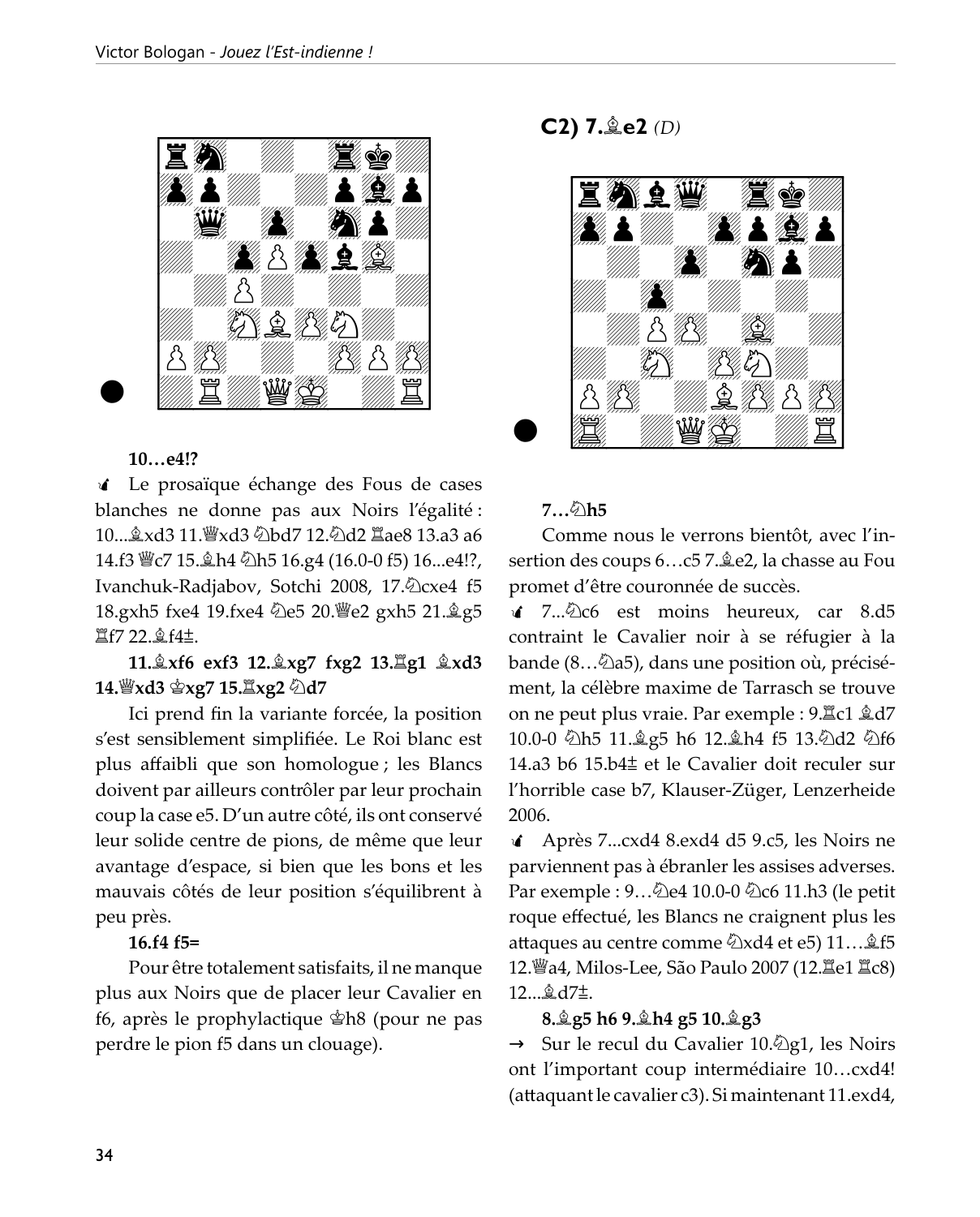**10…e4!?**

✓ Le prosaïque échange des Fous de cases blanches ne donne pas aux Noirs l'égalité : 10...♗xd3 11.♕xd3 ♘bd7 12.♘d2 ♖ae8 13.a3 a6 14.f3 ♕c7 15.♗h4 ♘h5 16.g4 (16.0-0 f5) 16...e4!?, Ivanchuk-Radjabov, Sotchi 2008, 17.♘cxe4 f5 18.gxh5 fxe4 19.fxe4 ♘e5 20.♕e2 gxh5 21.♗g5 ♖f7 22.♗f4±.

**11.♗xf6 exf3 12.♗xg7 fxg2 13.♖g1 ♗xd3 14.♕xd3 ♔xg7 15.♖xg2 ♘d7**

Ici prend fin la variante forcée, la position s'est sensiblement simplifiée. Le Roi blanc est plus affaibli que son homologue ; les Blancs doivent par ailleurs contrôler par leur prochain coup la case e5. D'un autre côté, ils ont conservé leur solide centre de pions, de même que leur avantage d'espace, si bien que les bons et les mauvais côtés de leur position s'équilibrent à peu près.

**16.f4 f5=**

Pour être totalement satisfaits, il ne manque plus aux Noirs que de placer leur Cavalier en f6, après le prophylactique ♔h8 (pour ne pas perdre le pion f5 dans un clouage).

## C2) 7.♗e2 *(D)*

**7…♘h5**

Comme nous le verrons bientôt, avec l'insertion des coups 6…c5 7.♗e2, la chasse au Fou promet d'être couronnée de succès.

✓ 7...♘c6 est moins heureux, car 8.d5 contraint le Cavalier noir à se réfugier à la bande (8…♘a5), dans une position où, précisément, la célèbre maxime de Tarrasch se trouve on ne peut plus vraie. Par exemple : 9.♖c1 ♗d7 10.0-0 ♘h5 11.♗g5 h6 12.♗h4 f5 13.♘d2 ♘f6 14.a3 b6 15.b4± et le Cavalier doit reculer sur l'horrible case b7, Klauser-Züger, Lenzerheide 2006.

✓ Après 7...cxd4 8.exd4 d5 9.c5, les Noirs ne parviennent pas à ébranler les assises adverses. Par exemple : 9…♘e4 10.0-0 ♘c6 11.h3 (le petit roque effectué, les Blancs ne craignent plus les attaques au centre comme ♘xd4 et e5) 11…♗f5 12.♕a4, Milos-Lee, São Paulo 2007 (12.♖e1 ♖c8) 12...♗d7±.

**8.♗g5 h6 9.♗h4 g5 10.♗g3**

→ Sur le recul du Cavalier 10.♘g1, les Noirs ont l'important coup intermédiaire 10…cxd4! (attaquant le cavalier c3). Si maintenant 11.exd4,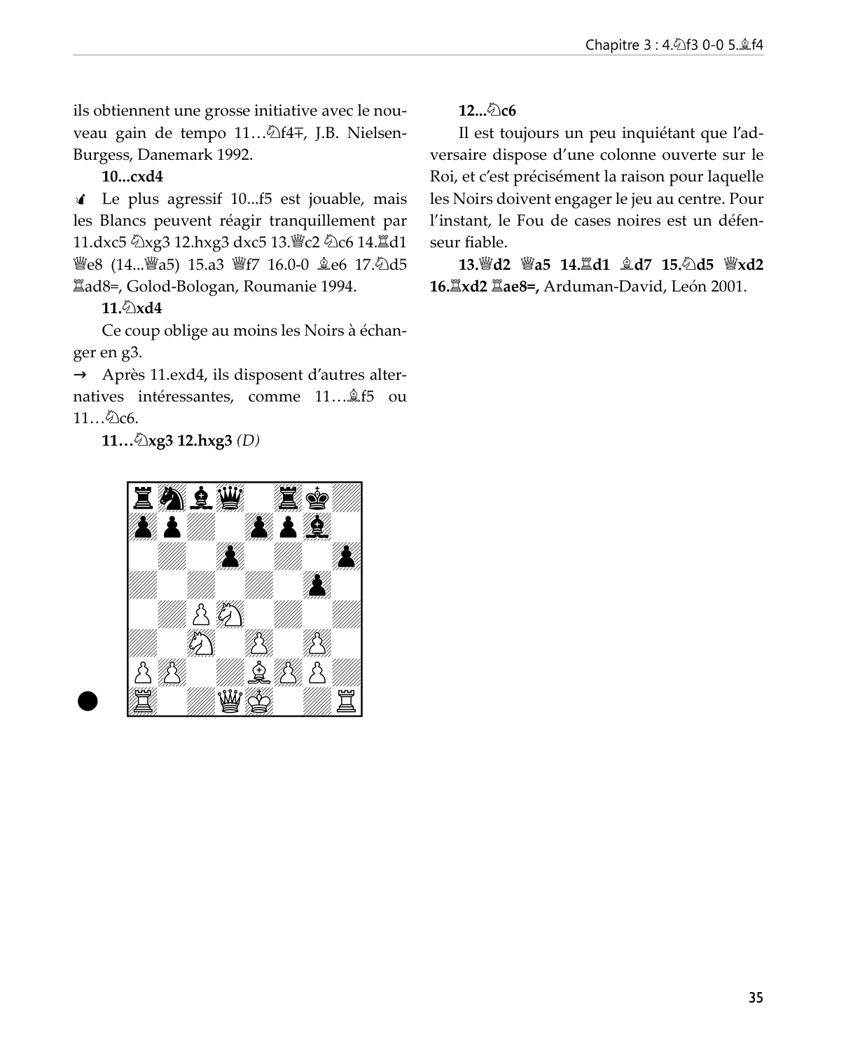ils obtiennent une grosse initiative avec le nouveau gain de tempo 11…♘f4∓, J.B. Nielsen-Burgess, Danemark 1992.

**10...cxd4**

♝ Le plus agressif 10...f5 est jouable, mais les Blancs peuvent réagir tranquillement par 11.dxc5 ♘xg3 12.hxg3 dxc5 13.♕c2 ♘c6 14.♖d1 ♕e8 (14...♕a5) 15.a3 ♕f7 16.0-0 ♗e6 17.♘d5 ♖ad8=, Golod-Bologan, Roumanie 1994.

**11.♘xd4**

Ce coup oblige au moins les Noirs à échanger en g3.

→ Après 11.exd4, ils disposent d'autres alternatives intéressantes, comme 11…♗f5 ou 11…♘c6.

**11…♘xg3 12.hxg3** *(D)*

**12...♘c6**

Il est toujours un peu inquiétant que l'adversaire dispose d'une colonne ouverte sur le Roi, et c'est précisément la raison pour laquelle les Noirs doivent engager le jeu au centre. Pour l'instant, le Fou de cases noires est un défenseur fiable.

**13.♕d2 ♕a5 14.♖d1 ♗d7 15.♘d5 ♕xd2 16.♖xd2 ♖ae8=,** Arduman-David, León 2001.